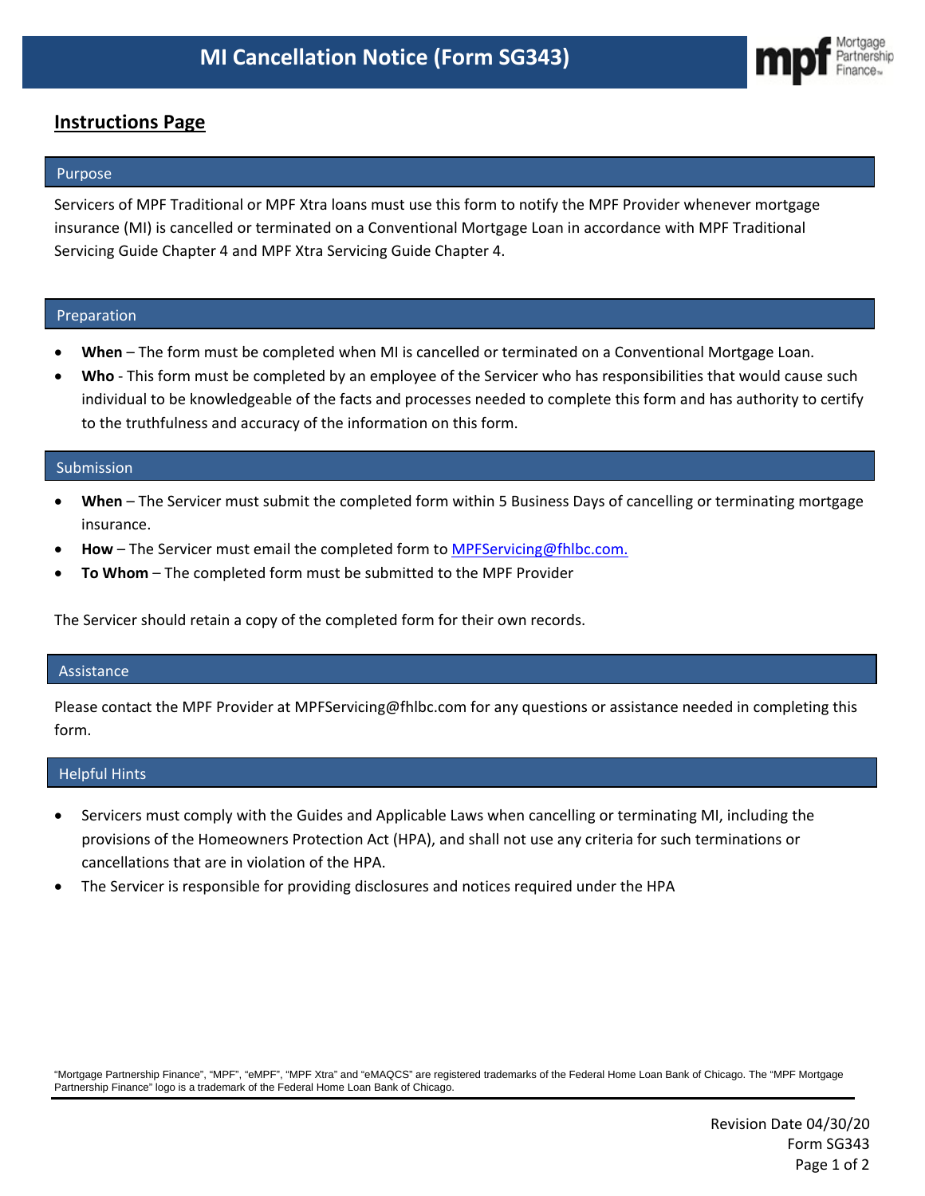# MI Cancellation Notice (Form SG343)

## Instructions Page

### Purpose

Servicers of MPF Traditional or MPF Xtra loans must use this form to notify the MPF Provider whenever mortgage insurance (MI) is cancelled or terminated on a Conventional Mortgage Loan in accordance with MPF Traditional Servicing Guide Chapter 4 and MPF Xtra Servicing Guide Chapter 4.

### Preparation

- **When** – The form must be completed when MI is cancelled or terminated on a Conventional Mortgage Loan.
- **Who** - This form must be completed by an employee of the Servicer who has responsibilities that would cause such individual to be knowledgeable of the facts and processes needed to complete this form and has authority to certify to the truthfulness and accuracy of the information on this form.

### Submission

- **When** – The Servicer must submit the completed form within 5 Business Days of cancelling or terminating mortgage insurance.
- **How** – The Servicer must email the completed form to MPFServicing@fhlbc.com.
- **To Whom** – The completed form must be submitted to the MPF Provider

The Servicer should retain a copy of the completed form for their own records.

### Assistance

Please contact the MPF Provider at MPFServicing@fhlbc.com for any questions or assistance needed in completing this form.

### Helpful Hints

- Servicers must comply with the Guides and Applicable Laws when cancelling or terminating MI, including the provisions of the Homeowners Protection Act (HPA), and shall not use any criteria for such terminations or cancellations that are in violation of the HPA.
- The Servicer is responsible for providing disclosures and notices required under the HPA

"Mortgage Partnership Finance", "MPF", "eMPF", "MPF Xtra" and "eMAQCS" are registered trademarks of the Federal Home Loan Bank of Chicago. The "MPF Mortgage Partnership Finance" logo is a trademark of the Federal Home Loan Bank of Chicago.

Revision Date 04/30/20
Form SG343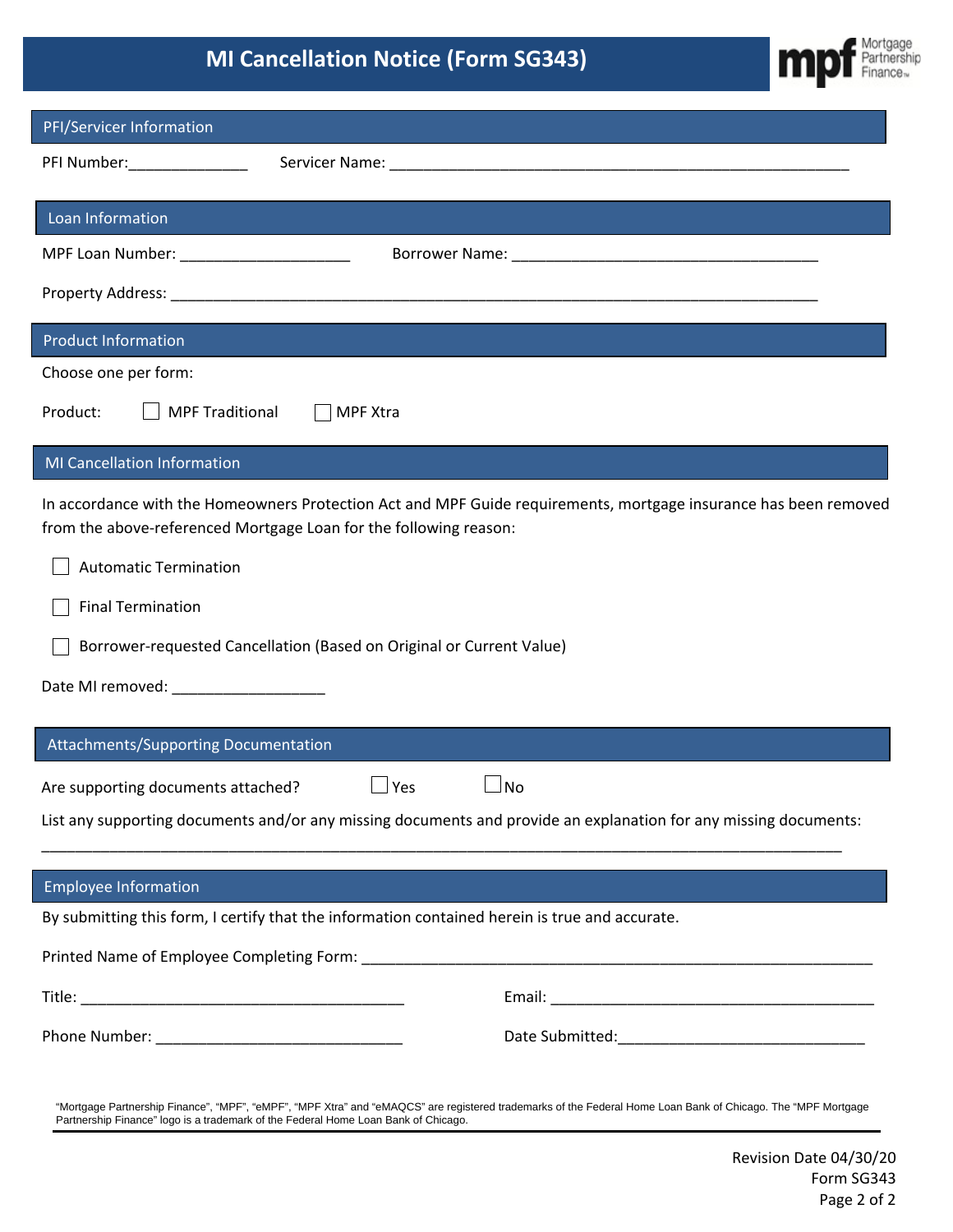# MI Cancellation Notice (Form SG343)

## PFI/Servicer Information

PFI Number:______________ Servicer Name: ________________________________________________________

## Loan Information

MPF Loan Number: ____________________ Borrower Name: _____________________________________

Property Address: _______________________________________________________________________________

## Product Information

Choose one per form:

Product: ☐ MPF Traditional ☐ MPF Xtra

## MI Cancellation Information

In accordance with the Homeowners Protection Act and MPF Guide requirements, mortgage insurance has been removed from the above-referenced Mortgage Loan for the following reason:

☐ Automatic Termination

☐ Final Termination

☐ Borrower-requested Cancellation (Based on Original or Current Value)

Date MI removed: __________________

## Attachments/Supporting Documentation

Are supporting documents attached? ☐ Yes ☐ No

List any supporting documents and/or any missing documents and provide an explanation for any missing documents:

_____________________________________________________________________________________________

## Employee Information

By submitting this form, I certify that the information contained herein is true and accurate.

Printed Name of Employee Completing Form: _______________________________________________________________

Title: ________________________________________ Email: ________________________________________

Phone Number: ______________________________ Date Submitted:______________________________

"Mortgage Partnership Finance", "MPF", "eMPF", "MPF Xtra" and "eMAQCS" are registered trademarks of the Federal Home Loan Bank of Chicago. The "MPF Mortgage Partnership Finance" logo is a trademark of the Federal Home Loan Bank of Chicago.

Revision Date 04/30/20
Form SG343